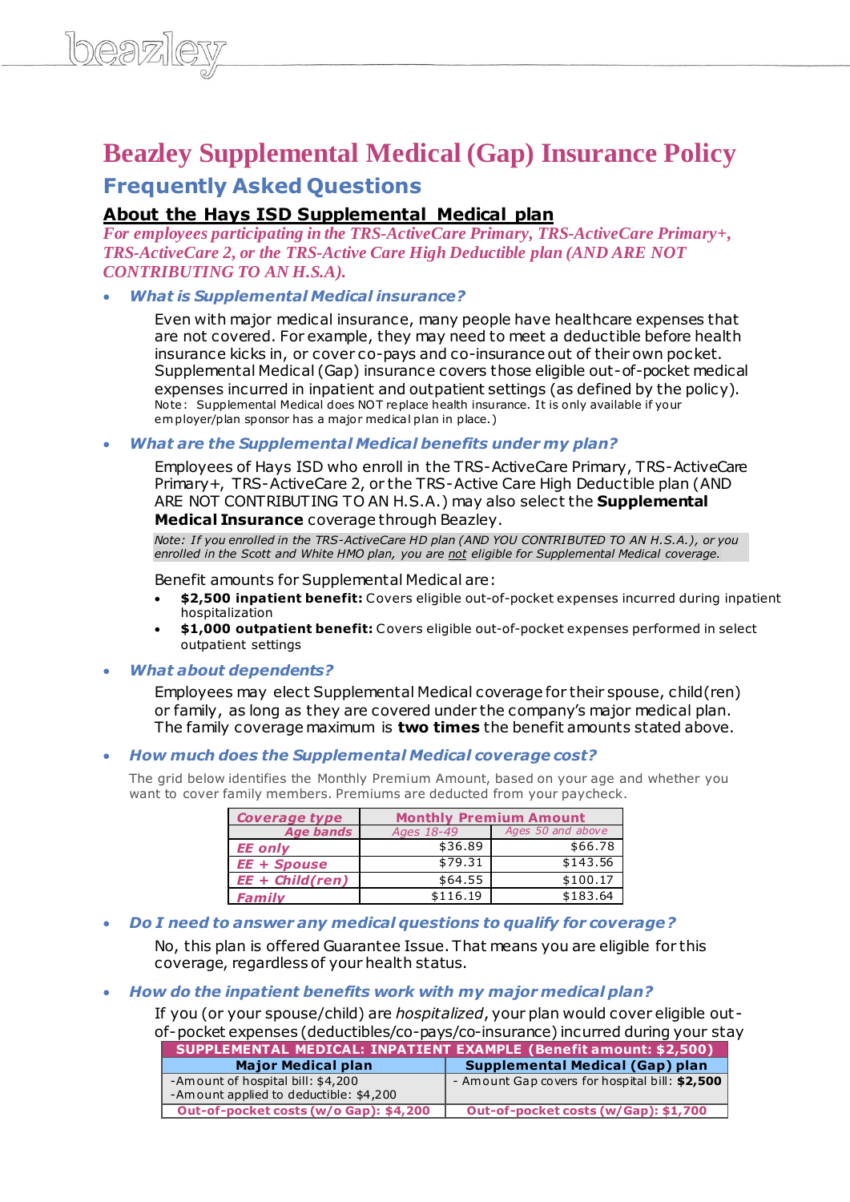# Beazley Supplemental Medical (Gap) Insurance Policy

## Frequently Asked Questions

### About the Hays ISD Supplemental Medical plan

*For employees participating in the TRS-ActiveCare Primary, TRS-ActiveCare Primary+, TRS-ActiveCare 2, or the TRS-Active Care High Deductible plan (AND ARE NOT CONTRIBUTING TO AN H.S.A).*

- ***What is Supplemental Medical insurance?***

  Even with major medical insurance, many people have healthcare expenses that are not covered. For example, they may need to meet a deductible before health insurance kicks in, or cover co-pays and co-insurance out of their own pocket. Supplemental Medical (Gap) insurance covers those eligible out-of-pocket medical expenses incurred in inpatient and outpatient settings (as defined by the policy).
  Note: Supplemental Medical does NOT replace health insurance. It is only available if your employer/plan sponsor has a major medical plan in place.)

- ***What are the Supplemental Medical benefits under my plan?***

  Employees of Hays ISD who enroll in the TRS-ActiveCare Primary, TRS-ActiveCare Primary+, TRS-ActiveCare 2, or the TRS-Active Care High Deductible plan (AND ARE NOT CONTRIBUTING TO AN H.S.A.) may also select the **Supplemental Medical Insurance** coverage through Beazley.

  *Note: If you enrolled in the TRS-ActiveCare HD plan (AND YOU CONTRIBUTED TO AN H.S.A.), or you enrolled in the Scott and White HMO plan, you are not eligible for Supplemental Medical coverage.*

  Benefit amounts for Supplemental Medical are:
  - **$2,500 inpatient benefit:** Covers eligible out-of-pocket expenses incurred during inpatient hospitalization
  - **$1,000 outpatient benefit:** Covers eligible out-of-pocket expenses performed in select outpatient settings

- ***What about dependents?***

  Employees may elect Supplemental Medical coverage for their spouse, child(ren) or family, as long as they are covered under the company's major medical plan. The family coverage maximum is **two times** the benefit amounts stated above.

- ***How much does the Supplemental Medical coverage cost?***

  The grid below identifies the Monthly Premium Amount, based on your age and whether you want to cover family members. Premiums are deducted from your paycheck.

| *Coverage type* | Monthly Premium Amount | |
|---|---|---|
| *Age bands* | *Ages 18-49* | *Ages 50 and above* |
| *EE only* | $36.89 | $66.78 |
| *EE + Spouse* | $79.31 | $143.56 |
| *EE + Child(ren)* | $64.55 | $100.17 |
| *Family* | $116.19 | $183.64 |

- ***Do I need to answer any medical questions to qualify for coverage?***

  No, this plan is offered Guarantee Issue. That means you are eligible for this coverage, regardless of your health status.

- ***How do the inpatient benefits work with my major medical plan?***

  If you (or your spouse/child) are *hospitalized*, your plan would cover eligible out-of-pocket expenses (deductibles/co-pays/co-insurance) incurred during your stay

| SUPPLEMENTAL MEDICAL: INPATIENT EXAMPLE (Benefit amount: $2,500) | |
|---|---|
| **Major Medical plan** | **Supplemental Medical (Gap) plan** |
| -Amount of hospital bill: $4,200<br>-Amount applied to deductible: $4,200 | - Amount Gap covers for hospital bill: **$2,500** |
| **Out-of-pocket costs (w/o Gap): $4,200** | **Out-of-pocket costs (w/Gap): $1,700** |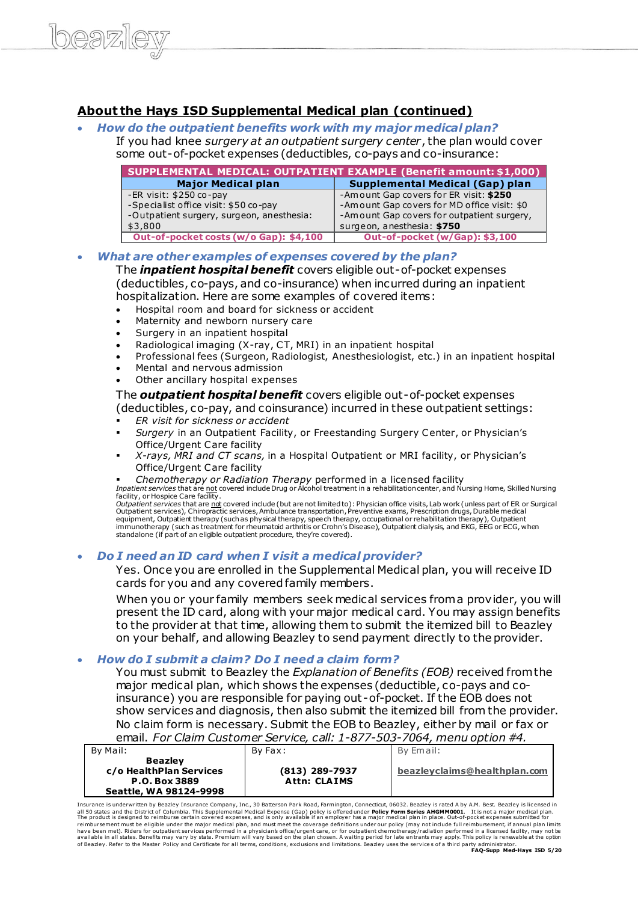## About the Hays ISD Supplemental Medical plan (continued)

- ***How do the outpatient benefits work with my major medical plan?***

  If you had knee *surgery at an outpatient surgery center*, the plan would cover some out-of-pocket expenses (deductibles, co-pays and co-insurance:

| SUPPLEMENTAL MEDICAL: OUTPATIENT EXAMPLE (Benefit amount: $1,000) | |
|---|---|
| **Major Medical plan** | **Supplemental Medical (Gap) plan** |
| -ER visit: $250 co-pay<br>-Specialist office visit: $50 co-pay<br>-Outpatient surgery, surgeon, anesthesia: $3,800 | -Amount Gap covers for ER visit: **$250**<br>-Amount Gap covers for MD office visit: $0<br>-Amount Gap covers for outpatient surgery, surgeon, anesthesia: **$750** |
| **Out-of-pocket costs (w/o Gap): $4,100** | **Out-of-pocket (w/Gap): $3,100** |

- ***What are other examples of expenses covered by the plan?***

  The ***inpatient hospital benefit*** covers eligible out-of-pocket expenses (deductibles, co-pays, and co-insurance) when incurred during an inpatient hospitalization. Here are some examples of covered items:
  - Hospital room and board for sickness or accident
  - Maternity and newborn nursery care
  - Surgery in an inpatient hospital
  - Radiological imaging (X-ray, CT, MRI) in an inpatient hospital
  - Professional fees (Surgeon, Radiologist, Anesthesiologist, etc.) in an inpatient hospital
  - Mental and nervous admission
  - Other ancillary hospital expenses

  The ***outpatient hospital benefit*** covers eligible out-of-pocket expenses (deductibles, co-pay, and coinsurance) incurred in these outpatient settings:
  - *ER visit for sickness or accident*
  - *Surgery* in an Outpatient Facility, or Freestanding Surgery Center, or Physician's Office/Urgent Care facility
  - *X-rays, MRI and CT scans,* in a Hospital Outpatient or MRI facility, or Physician's Office/Urgent Care facility
  - *Chemotherapy or Radiation Therapy* performed in a licensed facility

  *Inpatient services* that are not covered include Drug or Alcohol treatment in a rehabilitation center, and Nursing Home, Skilled Nursing facility, or Hospice Care facility.

  *Outpatient services* that are not covered include (but are not limited to): Physician office visits, Lab work (unless part of ER or Surgical Outpatient services), Chiropractic services, Ambulance transportation, Preventive exams, Prescription drugs, Durable medical equipment, Outpatient therapy (such as physical therapy, speech therapy, occupational or rehabilitation therapy), Outpatient immunotherapy (such as treatment for rheumatoid arthritis or Crohn's Disease), Outpatient dialysis, and EKG, EEG or ECG, when standalone (if part of an eligible outpatient procedure, they're covered).

- ***Do I need an ID card when I visit a medical provider?***

  Yes. Once you are enrolled in the Supplemental Medical plan, you will receive ID cards for you and any covered family members.

  When you or your family members seek medical services from a provider, you will present the ID card, along with your major medical card. You may assign benefits to the provider at that time, allowing them to submit the itemized bill to Beazley on your behalf, and allowing Beazley to send payment directly to the provider.

- ***How do I submit a claim? Do I need a claim form?***

  You must submit to Beazley the *Explanation of Benefits (EOB)* received from the major medical plan, which shows the expenses (deductible, co-pays and co-insurance) you are responsible for paying out-of-pocket. If the EOB does not show services and diagnosis, then also submit the itemized bill from the provider. No claim form is necessary. Submit the EOB to Beazley, either by mail or fax or email. *For Claim Customer Service, call: 1-877-503-7064, menu option #4.*

| By Mail: | By Fax: | By Email: |
|---|---|---|
| **Beazley**<br>**c/o HealthPlan Services**<br>**P.O. Box 3889**<br>**Seattle, WA 98124-9998** | **(813) 289-7937**<br>**Attn: CLAIMS** | **beazleyclaims@healthplan.com** |

Insurance is underwritten by Beazley Insurance Company, Inc., 30 Batterson Park Road, Farmington, Connecticut, 06032. Beazley is rated A by A.M. Best. Beazley is licensed in all 50 states and the District of Columbia. This Supplemental Medical Expense (Gap) policy is offered under **Policy Form Series AHGMM0001**. It is not a major medical plan. The product is designed to reimburse certain covered expenses, and is only available if an employer has a major medical plan in place. Out-of-pocket expenses submitted for reimbursement must be eligible under the major medical plan, and must meet the coverage definitions under our policy (may not include full reimbursement, if annual plan limits have been met). Riders for outpatient services performed in a physician's office/urgent care, or for outpatient chemotherapy/radiation performed in a licensed facility, may not be available in all states. Benefits may vary by state. Premium will vary based on the plan chosen. A waiting period for late entrants may apply. This policy is renewable at the option of Beazley. Refer to the Master Policy and Certificate for all terms, conditions, exclusions and limitations. Beazley uses the services of a third party administrator.

**FAQ-Supp Med-Hays ISD 5/20**